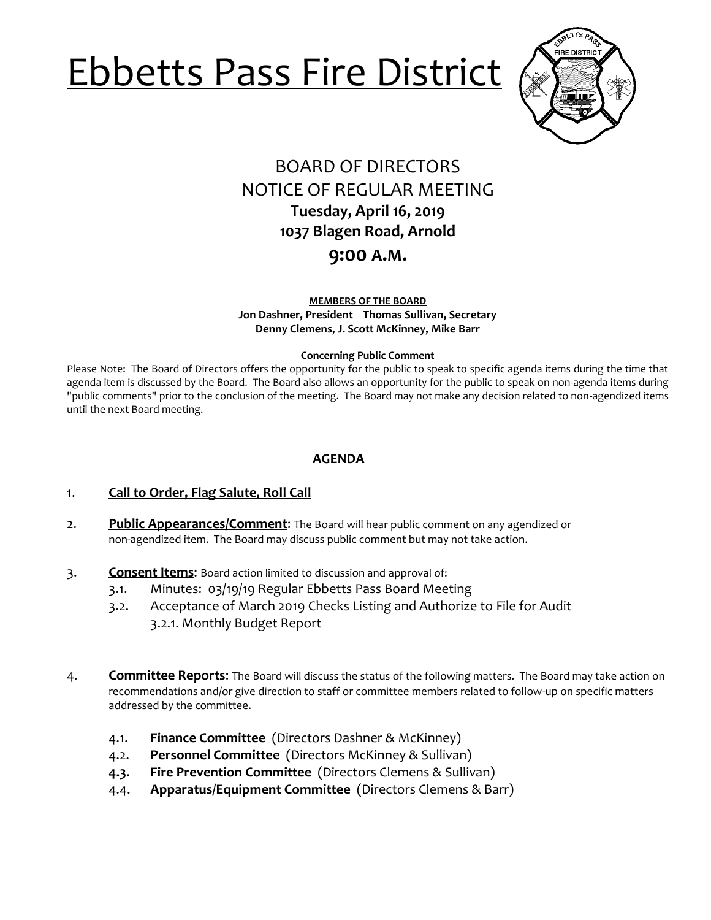# Ebbetts Pass Fire District

## BOARD OF DIRECTORS
## NOTICE OF REGULAR MEETING

**Tuesday, April 16, 2019**
**1037 Blagen Road, Arnold**
**9:00 A.M.**

**MEMBERS OF THE BOARD**
**Jon Dashner, President  Thomas Sullivan, Secretary**
**Denny Clemens, J. Scott McKinney, Mike Barr**

**Concerning Public Comment**

Please Note: The Board of Directors offers the opportunity for the public to speak to specific agenda items during the time that agenda item is discussed by the Board. The Board also allows an opportunity for the public to speak on non-agenda items during "public comments" prior to the conclusion of the meeting. The Board may not make any decision related to non-agendized items until the next Board meeting.

### AGENDA

1. **Call to Order, Flag Salute, Roll Call**

2. **Public Appearances/Comment**: The Board will hear public comment on any agendized or non-agendized item. The Board may discuss public comment but may not take action.

3. **Consent Items**: Board action limited to discussion and approval of:
   - 3.1. Minutes: 03/19/19 Regular Ebbetts Pass Board Meeting
   - 3.2. Acceptance of March 2019 Checks Listing and Authorize to File for Audit
     - 3.2.1. Monthly Budget Report

4. **Committee Reports**: The Board will discuss the status of the following matters. The Board may take action on recommendations and/or give direction to staff or committee members related to follow-up on specific matters addressed by the committee.
   - 4.1. **Finance Committee** (Directors Dashner & McKinney)
   - 4.2. **Personnel Committee** (Directors McKinney & Sullivan)
   - **4.3.** **Fire Prevention Committee** (Directors Clemens & Sullivan)
   - 4.4. **Apparatus/Equipment Committee** (Directors Clemens & Barr)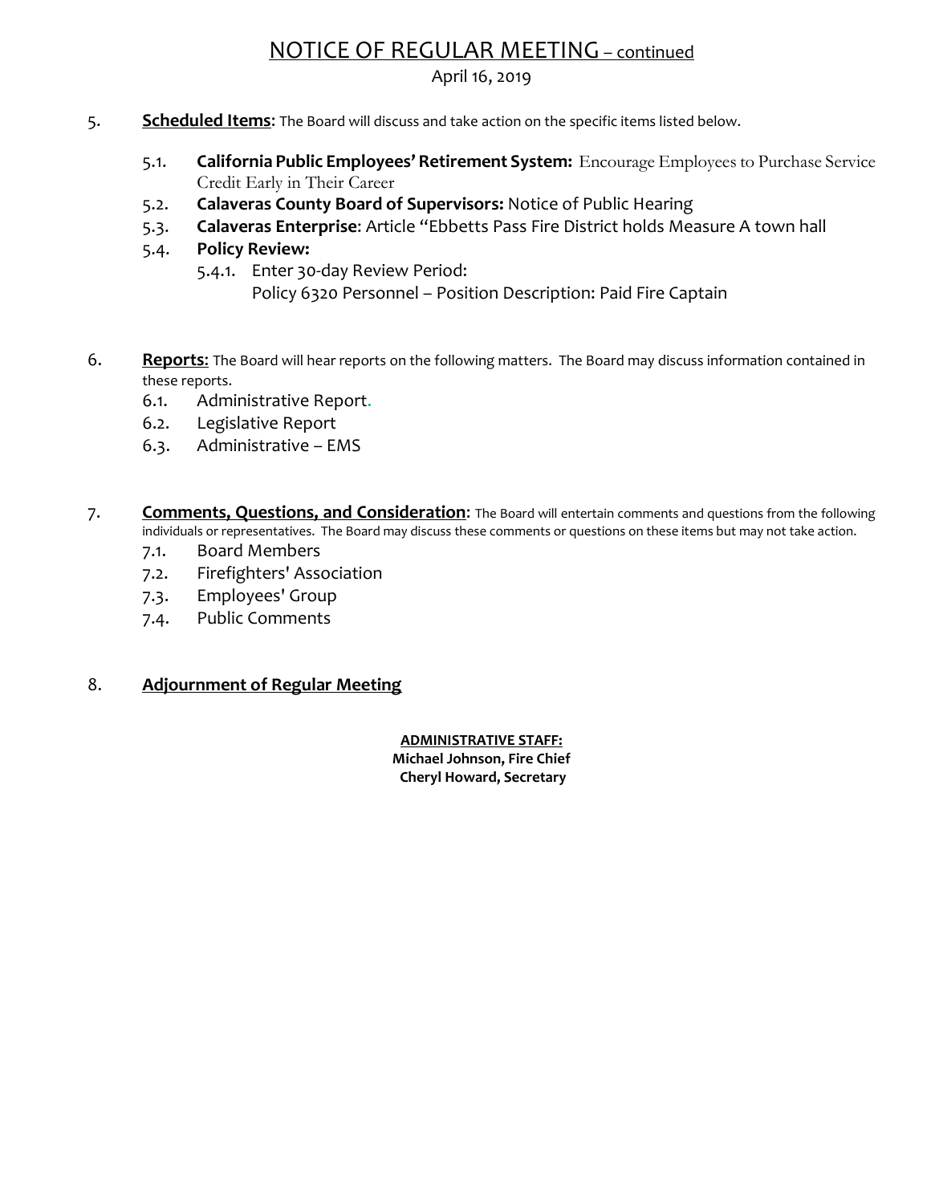# NOTICE OF REGULAR MEETING – continued

April 16, 2019

5. **Scheduled Items**: The Board will discuss and take action on the specific items listed below.
   - 5.1. **California Public Employees' Retirement System:** Encourage Employees to Purchase Service Credit Early in Their Career
   - 5.2. **Calaveras County Board of Supervisors:** Notice of Public Hearing
   - 5.3. **Calaveras Enterprise**: Article "Ebbetts Pass Fire District holds Measure A town hall
   - 5.4. **Policy Review:**
     - 5.4.1. Enter 30-day Review Period:
       Policy 6320 Personnel – Position Description: Paid Fire Captain

6. **Reports**: The Board will hear reports on the following matters. The Board may discuss information contained in these reports.
   - 6.1. Administrative Report.
   - 6.2. Legislative Report
   - 6.3. Administrative – EMS

7. **Comments, Questions, and Consideration**: The Board will entertain comments and questions from the following individuals or representatives. The Board may discuss these comments or questions on these items but may not take action.
   - 7.1. Board Members
   - 7.2. Firefighters' Association
   - 7.3. Employees' Group
   - 7.4. Public Comments

8. **Adjournment of Regular Meeting**

**ADMINISTRATIVE STAFF:**
**Michael Johnson, Fire Chief**
**Cheryl Howard, Secretary**